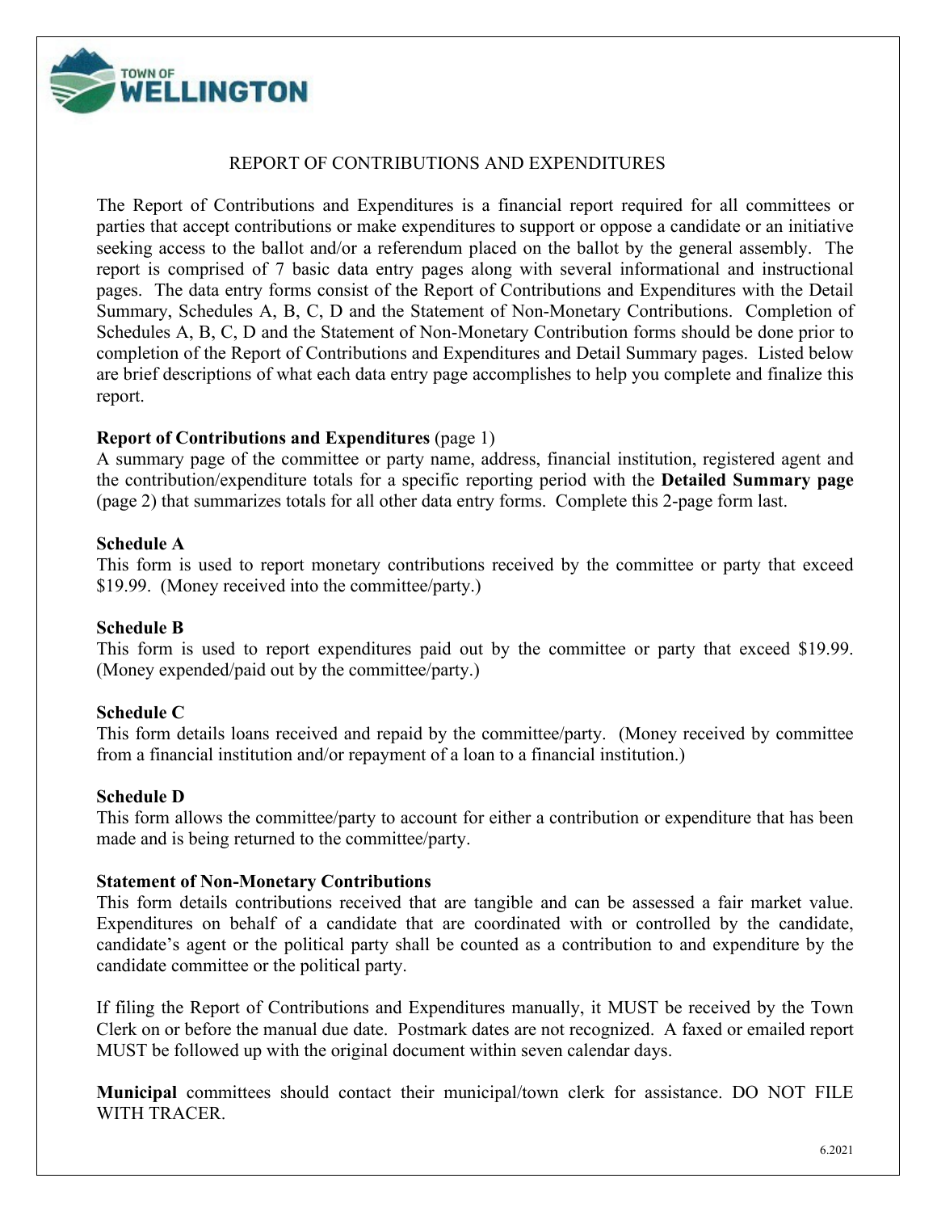TOWN OF WELLINGTON

# REPORT OF CONTRIBUTIONS AND EXPENDITURES

The Report of Contributions and Expenditures is a financial report required for all committees or parties that accept contributions or make expenditures to support or oppose a candidate or an initiative seeking access to the ballot and/or a referendum placed on the ballot by the general assembly. The report is comprised of 7 basic data entry pages along with several informational and instructional pages. The data entry forms consist of the Report of Contributions and Expenditures with the Detail Summary, Schedules A, B, C, D and the Statement of Non-Monetary Contributions. Completion of Schedules A, B, C, D and the Statement of Non-Monetary Contribution forms should be done prior to completion of the Report of Contributions and Expenditures and Detail Summary pages. Listed below are brief descriptions of what each data entry page accomplishes to help you complete and finalize this report.

**Report of Contributions and Expenditures** (page 1)
A summary page of the committee or party name, address, financial institution, registered agent and the contribution/expenditure totals for a specific reporting period with the **Detailed Summary page** (page 2) that summarizes totals for all other data entry forms. Complete this 2-page form last.

**Schedule A**
This form is used to report monetary contributions received by the committee or party that exceed \$19.99. (Money received into the committee/party.)

**Schedule B**
This form is used to report expenditures paid out by the committee or party that exceed \$19.99. (Money expended/paid out by the committee/party.)

**Schedule C**
This form details loans received and repaid by the committee/party. (Money received by committee from a financial institution and/or repayment of a loan to a financial institution.)

**Schedule D**
This form allows the committee/party to account for either a contribution or expenditure that has been made and is being returned to the committee/party.

**Statement of Non-Monetary Contributions**
This form details contributions received that are tangible and can be assessed a fair market value. Expenditures on behalf of a candidate that are coordinated with or controlled by the candidate, candidate's agent or the political party shall be counted as a contribution to and expenditure by the candidate committee or the political party.

If filing the Report of Contributions and Expenditures manually, it MUST be received by the Town Clerk on or before the manual due date. Postmark dates are not recognized. A faxed or emailed report MUST be followed up with the original document within seven calendar days.

**Municipal** committees should contact their municipal/town clerk for assistance. DO NOT FILE WITH TRACER.

6.2021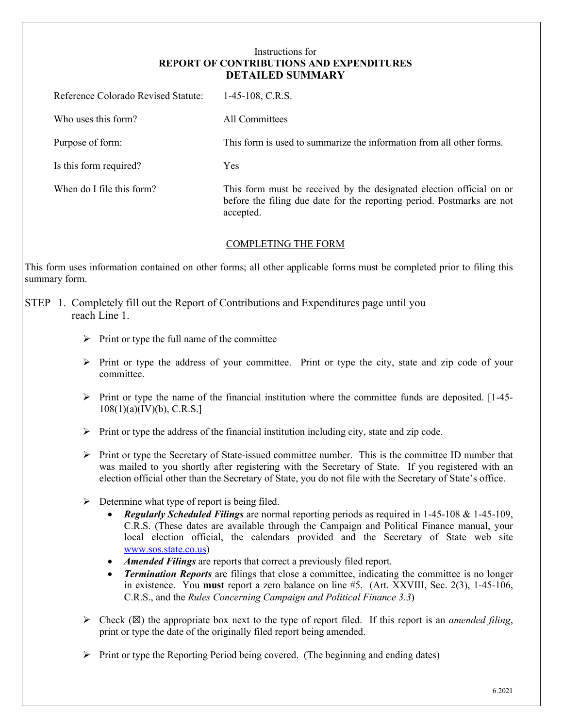Instructions for
**REPORT OF CONTRIBUTIONS AND EXPENDITURES**
**DETAILED SUMMARY**

| | |
|---|---|
| Reference Colorado Revised Statute: | 1-45-108, C.R.S. |
| Who uses this form? | All Committees |
| Purpose of form: | This form is used to summarize the information from all other forms. |
| Is this form required? | Yes |
| When do I file this form? | This form must be received by the designated election official on or before the filing due date for the reporting period. Postmarks are not accepted. |

COMPLETING THE FORM

This form uses information contained on other forms; all other applicable forms must be completed prior to filing this summary form.

STEP 1. Completely fill out the Report of Contributions and Expenditures page until you reach Line 1.

- Print or type the full name of the committee
- Print or type the address of your committee. Print or type the city, state and zip code of your committee.
- Print or type the name of the financial institution where the committee funds are deposited. [1-45-108(1)(a)(IV)(b), C.R.S.]
- Print or type the address of the financial institution including city, state and zip code.
- Print or type the Secretary of State-issued committee number. This is the committee ID number that was mailed to you shortly after registering with the Secretary of State. If you registered with an election official other than the Secretary of State, you do not file with the Secretary of State's office.
- Determine what type of report is being filed.
  - ***Regularly Scheduled Filings*** are normal reporting periods as required in 1-45-108 & 1-45-109, C.R.S. (These dates are available through the Campaign and Political Finance manual, your local election official, the calendars provided and the Secretary of State web site www.sos.state.co.us)
  - ***Amended Filings*** are reports that correct a previously filed report.
  - ***Termination Reports*** are filings that close a committee, indicating the committee is no longer in existence. You **must** report a zero balance on line #5. (Art. XXVIII, Sec. 2(3), 1-45-106, C.R.S., and the *Rules Concerning Campaign and Political Finance 3.3*)
- Check (☒) the appropriate box next to the type of report filed. If this report is an *amended filing*, print or type the date of the originally filed report being amended.
- Print or type the Reporting Period being covered. (The beginning and ending dates)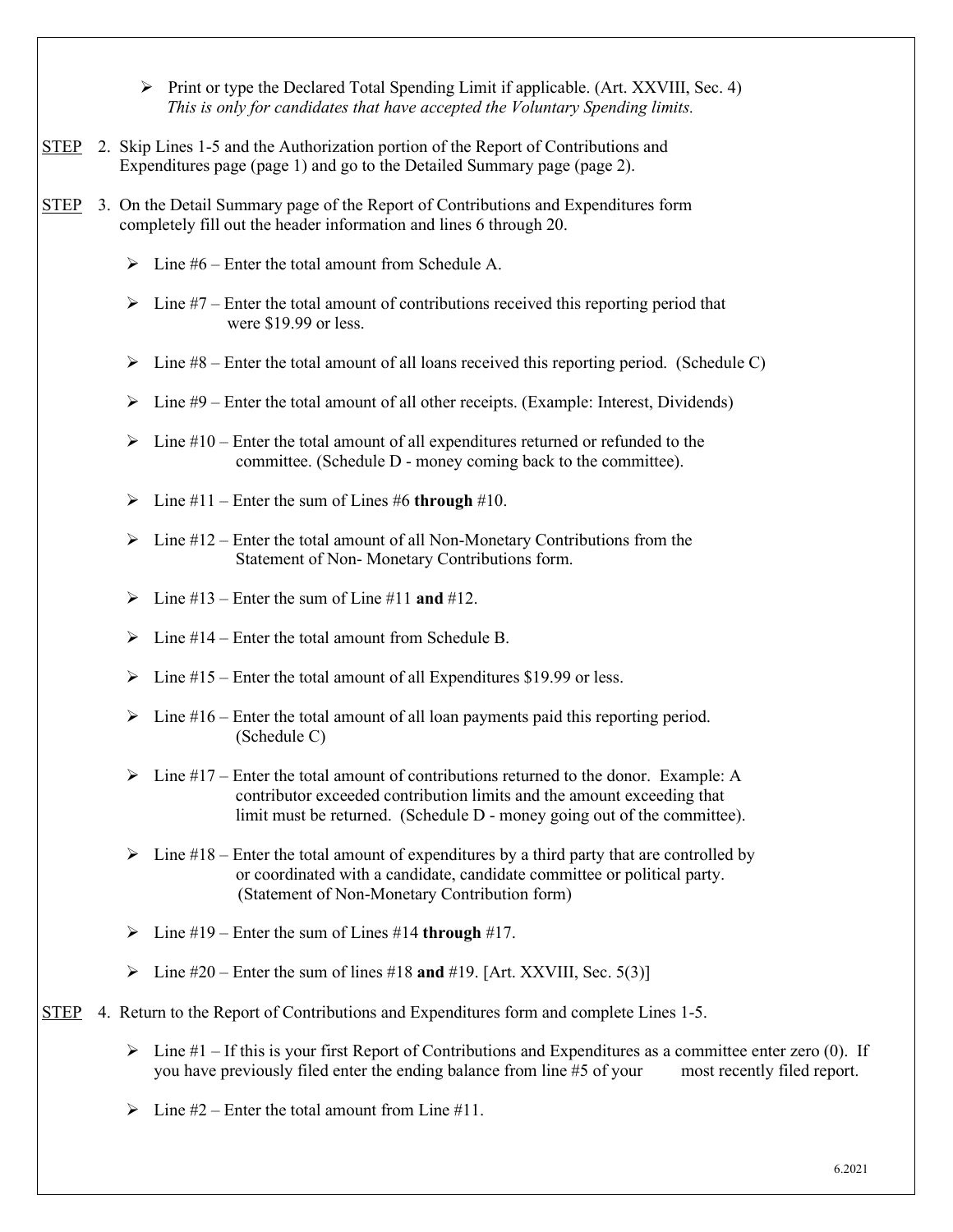- Print or type the Declared Total Spending Limit if applicable. (Art. XXVIII, Sec. 4) *This is only for candidates that have accepted the Voluntary Spending limits.*

STEP 2. Skip Lines 1-5 and the Authorization portion of the Report of Contributions and Expenditures page (page 1) and go to the Detailed Summary page (page 2).

STEP 3. On the Detail Summary page of the Report of Contributions and Expenditures form completely fill out the header information and lines 6 through 20.

- Line #6 – Enter the total amount from Schedule A.
- Line #7 – Enter the total amount of contributions received this reporting period that were $19.99 or less.
- Line #8 – Enter the total amount of all loans received this reporting period. (Schedule C)
- Line #9 – Enter the total amount of all other receipts. (Example: Interest, Dividends)
- Line #10 – Enter the total amount of all expenditures returned or refunded to the committee. (Schedule D - money coming back to the committee).
- Line #11 – Enter the sum of Lines #6 **through** #10.
- Line #12 – Enter the total amount of all Non-Monetary Contributions from the Statement of Non- Monetary Contributions form.
- Line #13 – Enter the sum of Line #11 **and** #12.
- Line #14 – Enter the total amount from Schedule B.
- Line #15 – Enter the total amount of all Expenditures $19.99 or less.
- Line #16 – Enter the total amount of all loan payments paid this reporting period. (Schedule C)
- Line #17 – Enter the total amount of contributions returned to the donor. Example: A contributor exceeded contribution limits and the amount exceeding that limit must be returned. (Schedule D - money going out of the committee).
- Line #18 – Enter the total amount of expenditures by a third party that are controlled by or coordinated with a candidate, candidate committee or political party. (Statement of Non-Monetary Contribution form)
- Line #19 – Enter the sum of Lines #14 **through** #17.
- Line #20 – Enter the sum of lines #18 **and** #19. [Art. XXVIII, Sec. 5(3)]

STEP 4. Return to the Report of Contributions and Expenditures form and complete Lines 1-5.

- Line #1 – If this is your first Report of Contributions and Expenditures as a committee enter zero (0). If you have previously filed enter the ending balance from line #5 of your most recently filed report.
- Line #2 – Enter the total amount from Line #11.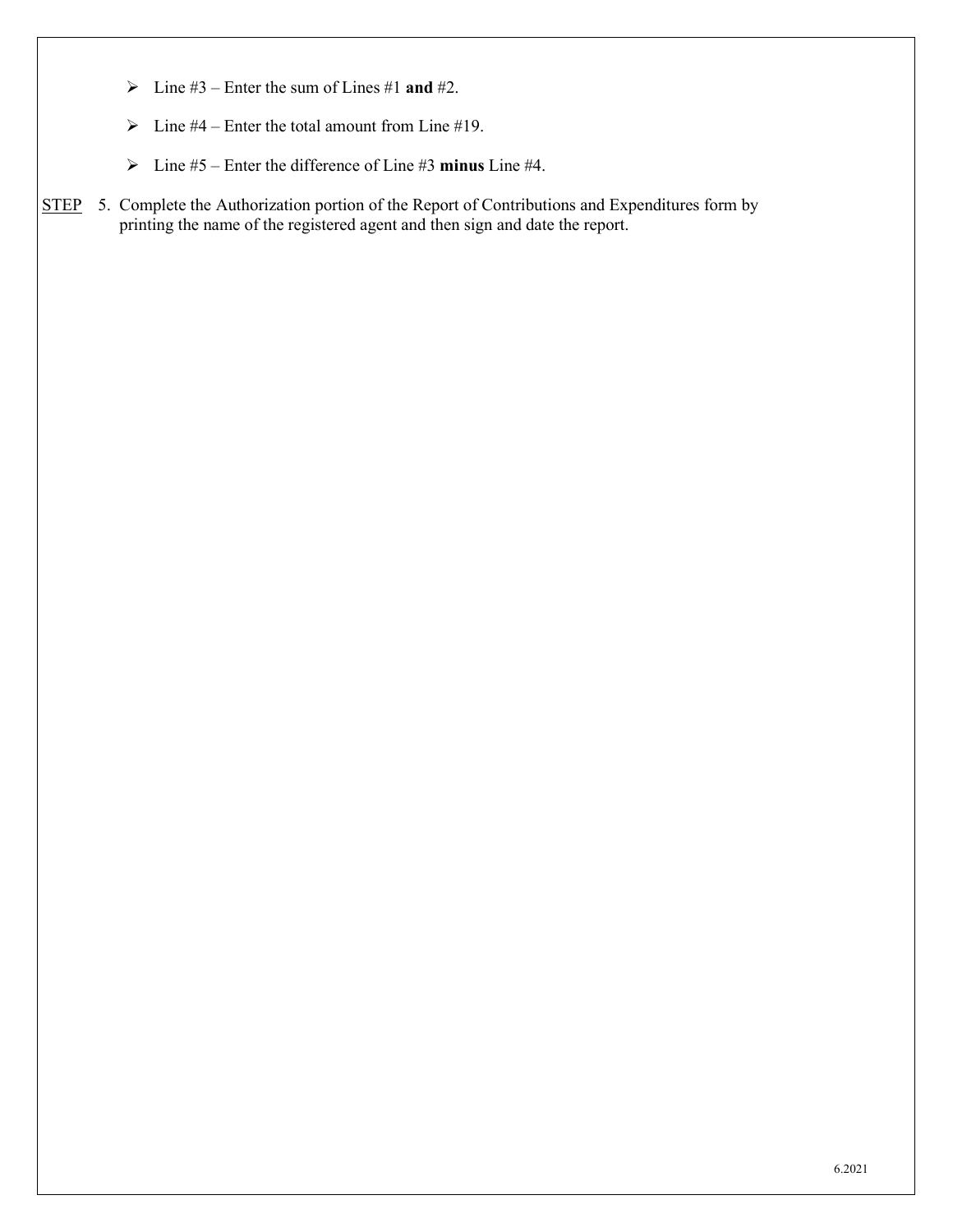- Line #3 – Enter the sum of Lines #1 **and** #2.
- Line #4 – Enter the total amount from Line #19.
- Line #5 – Enter the difference of Line #3 **minus** Line #4.

STEP 5. Complete the Authorization portion of the Report of Contributions and Expenditures form by printing the name of the registered agent and then sign and date the report.

6.2021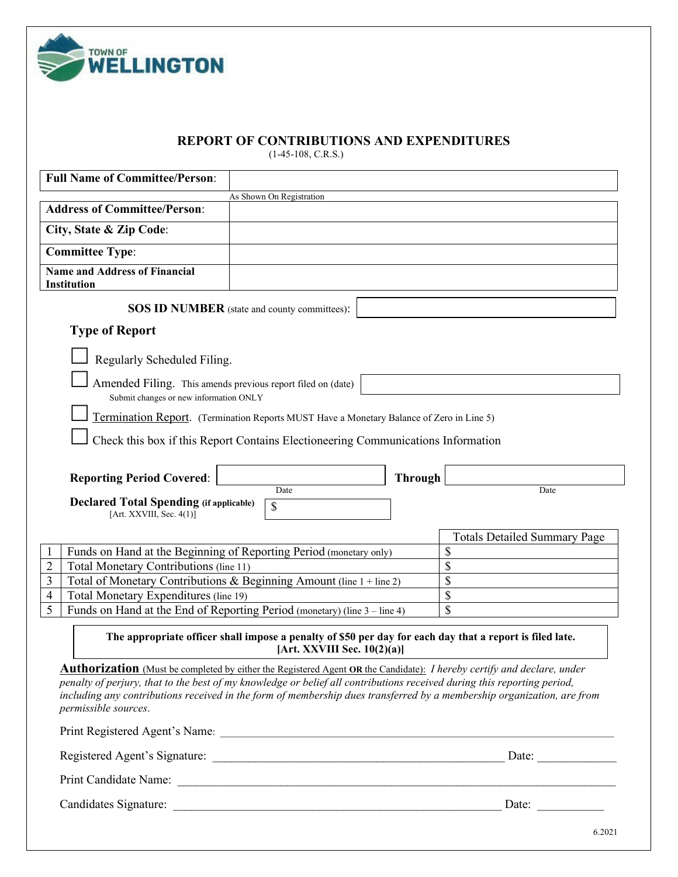TOWN OF **WELLINGTON**

# REPORT OF CONTRIBUTIONS AND EXPENDITURES

(1-45-108, C.R.S.)

| **Full Name of Committee/Person**: | |
|---|---|
| | As Shown On Registration |
| **Address of Committee/Person**: | |
| **City, State & Zip Code**: | |
| **Committee Type**: | |
| **Name and Address of Financial Institution** | |

**SOS ID NUMBER** (state and county committees): ____________________

## Type of Report

- ☐ Regularly Scheduled Filing.
- ☐ Amended Filing. This amends previous report filed on (date) ____________________
  Submit changes or new information ONLY
- ☐ Termination Report. (Termination Reports MUST Have a Monetary Balance of Zero in Line 5)
- ☐ Check this box if this Report Contains Electioneering Communications Information

**Reporting Period Covered**: ____________________ **Through** ____________________
(Date) (Date)

**Declared Total Spending (if applicable)** $ ____________________
[Art. XXVIII, Sec. 4(1)]

| | | Totals Detailed Summary Page |
|---|---|---|
| 1 | Funds on Hand at the Beginning of Reporting Period (monetary only) | $ |
| 2 | Total Monetary Contributions (line 11) | $ |
| 3 | Total of Monetary Contributions & Beginning Amount (line 1 + line 2) | $ |
| 4 | Total Monetary Expenditures (line 19) | $ |
| 5 | Funds on Hand at the End of Reporting Period (monetary) (line 3 – line 4) | $ |

**The appropriate officer shall impose a penalty of $50 per day for each day that a report is filed late. [Art. XXVIII Sec. 10(2)(a)]**

**Authorization** (Must be completed by either the Registered Agent **OR** the Candidate): *I hereby certify and declare, under penalty of perjury, that to the best of my knowledge or belief all contributions received during this reporting period, including any contributions received in the form of membership dues transferred by a membership organization, are from permissible sources.*

Print Registered Agent's Name: ____________________________________________

Registered Agent's Signature: ______________________________ Date: ____________

Print Candidate Name: ____________________________________________

Candidates Signature: ______________________________ Date: ____________

6.2021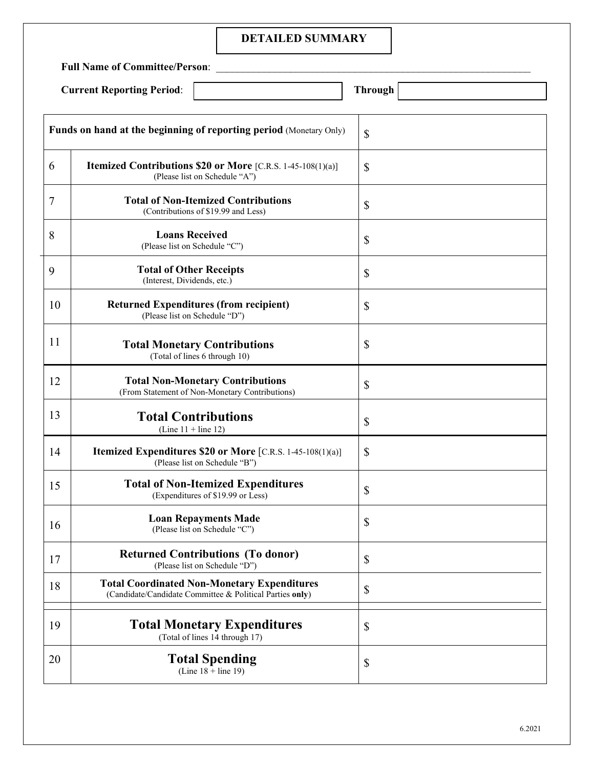## DETAILED SUMMARY

**Full Name of Committee/Person**: ______________________________

**Current Reporting Period**: [ ] **Through** [ ]

| | | |
|---|---|---|
| **Funds on hand at the beginning of reporting period** (Monetary Only) | | $ |
| 6 | **Itemized Contributions $20 or More** [C.R.S. 1-45-108(1)(a)] (Please list on Schedule "A") | $ |
| 7 | **Total of Non-Itemized Contributions** (Contributions of $19.99 and Less) | $ |
| 8 | **Loans Received** (Please list on Schedule "C") | $ |
| 9 | **Total of Other Receipts** (Interest, Dividends, etc.) | $ |
| 10 | **Returned Expenditures (from recipient)** (Please list on Schedule "D") | $ |
| 11 | **Total Monetary Contributions** (Total of lines 6 through 10) | $ |
| 12 | **Total Non-Monetary Contributions** (From Statement of Non-Monetary Contributions) | $ |
| 13 | **Total Contributions** (Line 11 + line 12) | $ |
| 14 | **Itemized Expenditures $20 or More** [C.R.S. 1-45-108(1)(a)] (Please list on Schedule "B") | $ |
| 15 | **Total of Non-Itemized Expenditures** (Expenditures of $19.99 or Less) | $ |
| 16 | **Loan Repayments Made** (Please list on Schedule "C") | $ |
| 17 | **Returned Contributions (To donor)** (Please list on Schedule "D") | $ |
| 18 | **Total Coordinated Non-Monetary Expenditures** (Candidate/Candidate Committee & Political Parties **only**) | $ |
| 19 | **Total Monetary Expenditures** (Total of lines 14 through 17) | $ |
| 20 | **Total Spending** (Line 18 + line 19) | $ |

6.2021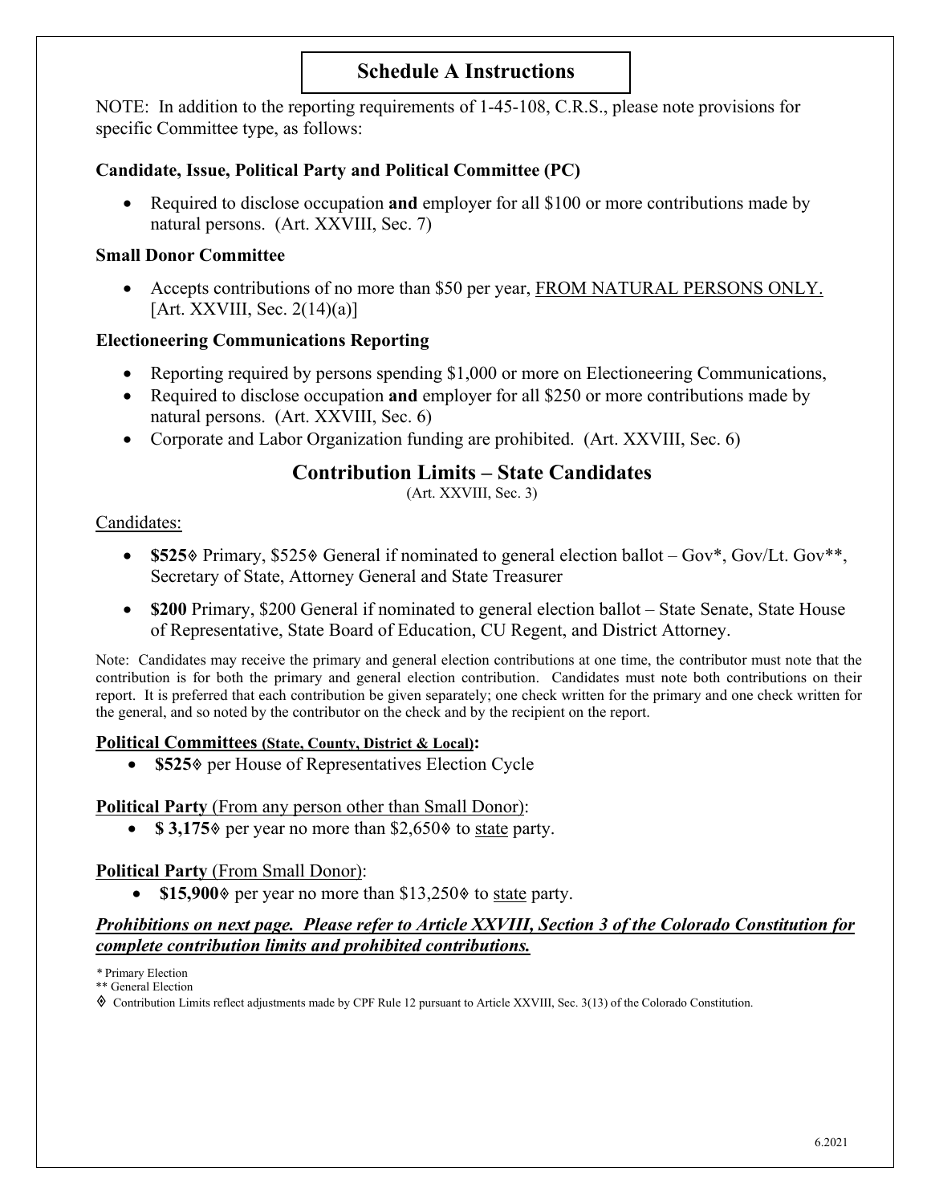# Schedule A Instructions

NOTE: In addition to the reporting requirements of 1-45-108, C.R.S., please note provisions for specific Committee type, as follows:

### Candidate, Issue, Political Party and Political Committee (PC)

- Required to disclose occupation **and** employer for all $100 or more contributions made by natural persons. (Art. XXVIII, Sec. 7)

### Small Donor Committee

- Accepts contributions of no more than $50 per year, <u>FROM NATURAL PERSONS ONLY.</u> [Art. XXVIII, Sec. 2(14)(a)]

### Electioneering Communications Reporting

- Reporting required by persons spending $1,000 or more on Electioneering Communications,
- Required to disclose occupation **and** employer for all $250 or more contributions made by natural persons. (Art. XXVIII, Sec. 6)
- Corporate and Labor Organization funding are prohibited. (Art. XXVIII, Sec. 6)

## Contribution Limits – State Candidates

(Art. XXVIII, Sec. 3)

<u>Candidates:</u>

- **$525◊** Primary, $525◊ General if nominated to general election ballot – Gov*, Gov/Lt. Gov**, Secretary of State, Attorney General and State Treasurer
- **$200** Primary, $200 General if nominated to general election ballot – State Senate, State House of Representative, State Board of Education, CU Regent, and District Attorney.

Note: Candidates may receive the primary and general election contributions at one time, the contributor must note that the contribution is for both the primary and general election contribution. Candidates must note both contributions on their report. It is preferred that each contribution be given separately; one check written for the primary and one check written for the general, and so noted by the contributor on the check and by the recipient on the report.

**<u>Political Committees (State, County, District & Local)</u>:**

- **$525◊** per House of Representatives Election Cycle

**<u>Political Party</u>** <u>(From any person other than Small Donor)</u>:

- **$ 3,175◊** per year no more than $2,650◊ to <u>state</u> party.

**<u>Political Party</u>** <u>(From Small Donor)</u>:

- **$15,900◊** per year no more than $13,250◊ to <u>state</u> party.

***<u>Prohibitions on next page. Please refer to Article XXVIII, Section 3 of the Colorado Constitution for complete contribution limits and prohibited contributions.</u>***

\* Primary Election
\*\* General Election
◊ Contribution Limits reflect adjustments made by CPF Rule 12 pursuant to Article XXVIII, Sec. 3(13) of the Colorado Constitution.

6.2021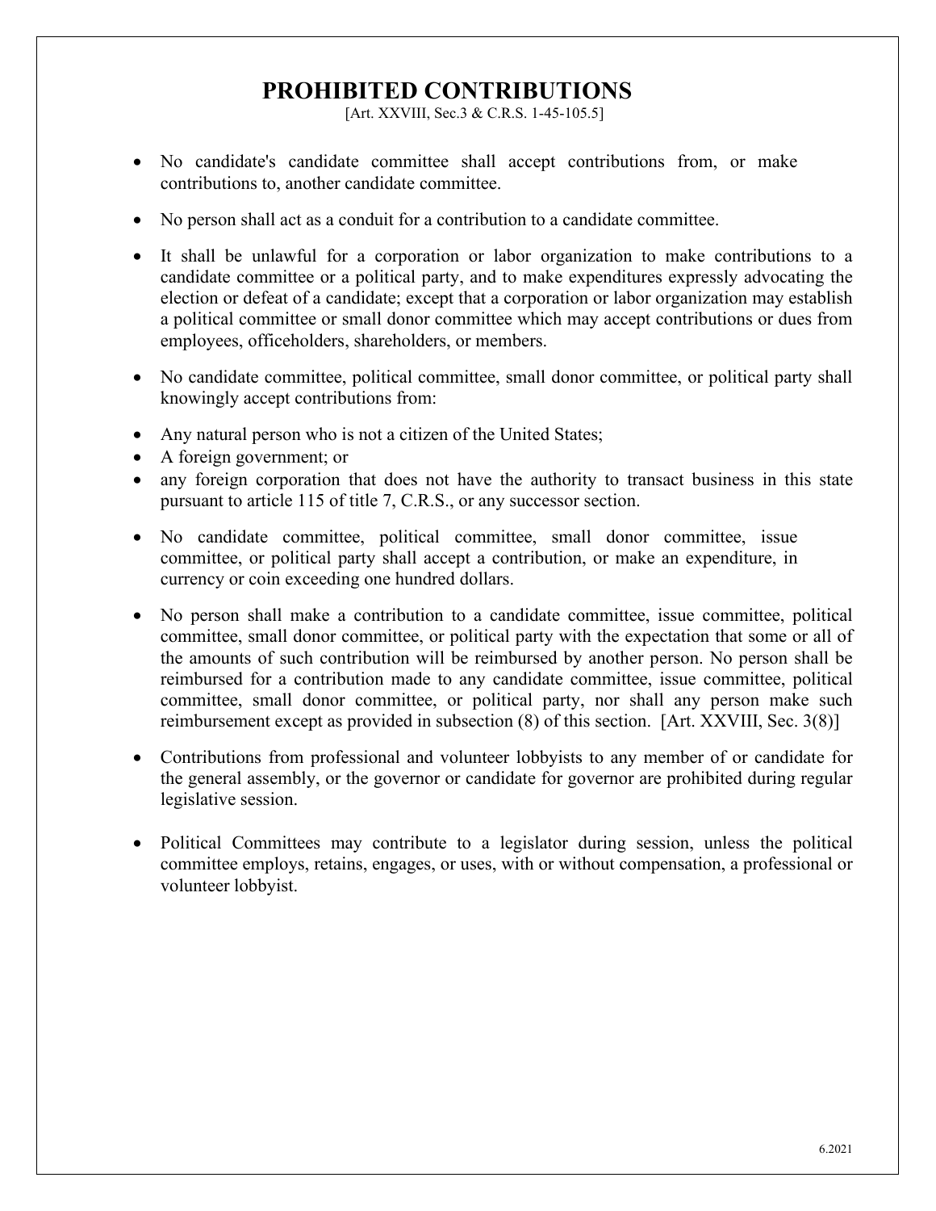# PROHIBITED CONTRIBUTIONS

[Art. XXVIII, Sec.3 & C.R.S. 1-45-105.5]

- No candidate's candidate committee shall accept contributions from, or make contributions to, another candidate committee.
- No person shall act as a conduit for a contribution to a candidate committee.
- It shall be unlawful for a corporation or labor organization to make contributions to a candidate committee or a political party, and to make expenditures expressly advocating the election or defeat of a candidate; except that a corporation or labor organization may establish a political committee or small donor committee which may accept contributions or dues from employees, officeholders, shareholders, or members.
- No candidate committee, political committee, small donor committee, or political party shall knowingly accept contributions from:
- Any natural person who is not a citizen of the United States;
- A foreign government; or
- any foreign corporation that does not have the authority to transact business in this state pursuant to article 115 of title 7, C.R.S., or any successor section.
- No candidate committee, political committee, small donor committee, issue committee, or political party shall accept a contribution, or make an expenditure, in currency or coin exceeding one hundred dollars.
- No person shall make a contribution to a candidate committee, issue committee, political committee, small donor committee, or political party with the expectation that some or all of the amounts of such contribution will be reimbursed by another person. No person shall be reimbursed for a contribution made to any candidate committee, issue committee, political committee, small donor committee, or political party, nor shall any person make such reimbursement except as provided in subsection (8) of this section. [Art. XXVIII, Sec. 3(8)]
- Contributions from professional and volunteer lobbyists to any member of or candidate for the general assembly, or the governor or candidate for governor are prohibited during regular legislative session.
- Political Committees may contribute to a legislator during session, unless the political committee employs, retains, engages, or uses, with or without compensation, a professional or volunteer lobbyist.

6.2021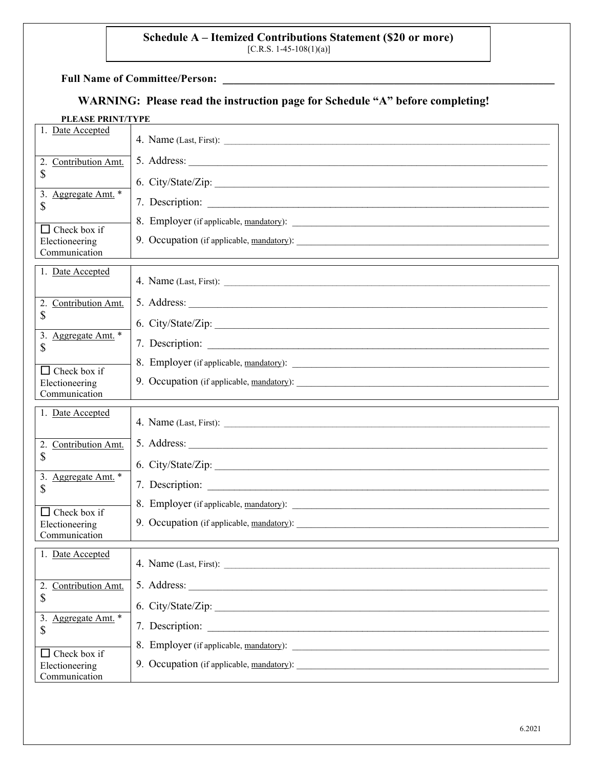**Schedule A – Itemized Contributions Statement ($20 or more)**
[C.R.S. 1-45-108(1)(a)]

**Full Name of Committee/Person:** ______________________________

**WARNING: Please read the instruction page for Schedule "A" before completing!**

**PLEASE PRINT/TYPE**

| | |
|---|---|
| 1. Date Accepted | 4. Name (Last, First): ______________________________ |
| 2. Contribution Amt. $ | 5. Address: ______________________________ 6. City/State/Zip: ______________________________ |
| 3. Aggregate Amt. * $ | 7. Description: ______________________________ |
| ☐ Check box if Electioneering Communication | 8. Employer (if applicable, mandatory): ______________________________ 9. Occupation (if applicable, mandatory): ______________________________ |

| | |
|---|---|
| 1. Date Accepted | 4. Name (Last, First): ______________________________ |
| 2. Contribution Amt. $ | 5. Address: ______________________________ 6. City/State/Zip: ______________________________ |
| 3. Aggregate Amt. * $ | 7. Description: ______________________________ |
| ☐ Check box if Electioneering Communication | 8. Employer (if applicable, mandatory): ______________________________ 9. Occupation (if applicable, mandatory): ______________________________ |

| | |
|---|---|
| 1. Date Accepted | 4. Name (Last, First): ______________________________ |
| 2. Contribution Amt. $ | 5. Address: ______________________________ 6. City/State/Zip: ______________________________ |
| 3. Aggregate Amt. * $ | 7. Description: ______________________________ |
| ☐ Check box if Electioneering Communication | 8. Employer (if applicable, mandatory): ______________________________ 9. Occupation (if applicable, mandatory): ______________________________ |

| | |
|---|---|
| 1. Date Accepted | 4. Name (Last, First): ______________________________ |
| 2. Contribution Amt. $ | 5. Address: ______________________________ 6. City/State/Zip: ______________________________ |
| 3. Aggregate Amt. * $ | 7. Description: ______________________________ |
| ☐ Check box if Electioneering Communication | 8. Employer (if applicable, mandatory): ______________________________ 9. Occupation (if applicable, mandatory): ______________________________ |

6.2021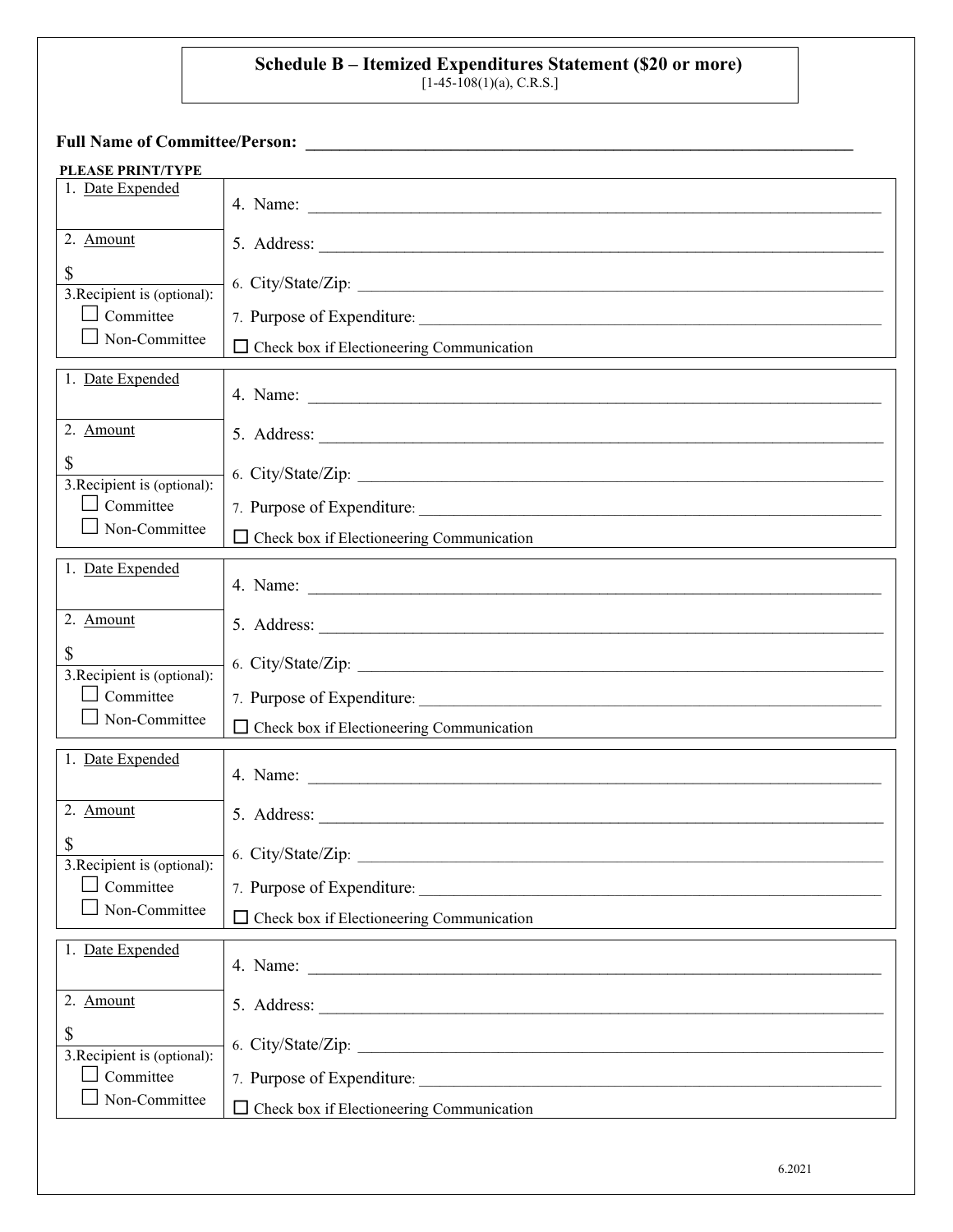# Schedule B – Itemized Expenditures Statement ($20 or more)

[1-45-108(1)(a), C.R.S.]

**Full Name of Committee/Person:** ______________________________________________

**PLEASE PRINT/TYPE**

| | |
|---|---|
| 1. Date Expended | 4. Name: ______________________________ |
| 2. Amount<br>$ | 5. Address: ______________________________ |
| 3. Recipient is (optional):<br>☐ Committee<br>☐ Non-Committee | 6. City/State/Zip: ______________________________<br>7. Purpose of Expenditure: ______________________________<br>☐ Check box if Electioneering Communication |

| | |
|---|---|
| 1. Date Expended | 4. Name: ______________________________ |
| 2. Amount<br>$ | 5. Address: ______________________________ |
| 3. Recipient is (optional):<br>☐ Committee<br>☐ Non-Committee | 6. City/State/Zip: ______________________________<br>7. Purpose of Expenditure: ______________________________<br>☐ Check box if Electioneering Communication |

| | |
|---|---|
| 1. Date Expended | 4. Name: ______________________________ |
| 2. Amount<br>$ | 5. Address: ______________________________ |
| 3. Recipient is (optional):<br>☐ Committee<br>☐ Non-Committee | 6. City/State/Zip: ______________________________<br>7. Purpose of Expenditure: ______________________________<br>☐ Check box if Electioneering Communication |

| | |
|---|---|
| 1. Date Expended | 4. Name: ______________________________ |
| 2. Amount<br>$ | 5. Address: ______________________________ |
| 3. Recipient is (optional):<br>☐ Committee<br>☐ Non-Committee | 6. City/State/Zip: ______________________________<br>7. Purpose of Expenditure: ______________________________<br>☐ Check box if Electioneering Communication |

| | |
|---|---|
| 1. Date Expended | 4. Name: ______________________________ |
| 2. Amount<br>$ | 5. Address: ______________________________ |
| 3. Recipient is (optional):<br>☐ Committee<br>☐ Non-Committee | 6. City/State/Zip: ______________________________<br>7. Purpose of Expenditure: ______________________________<br>☐ Check box if Electioneering Communication |

6.2021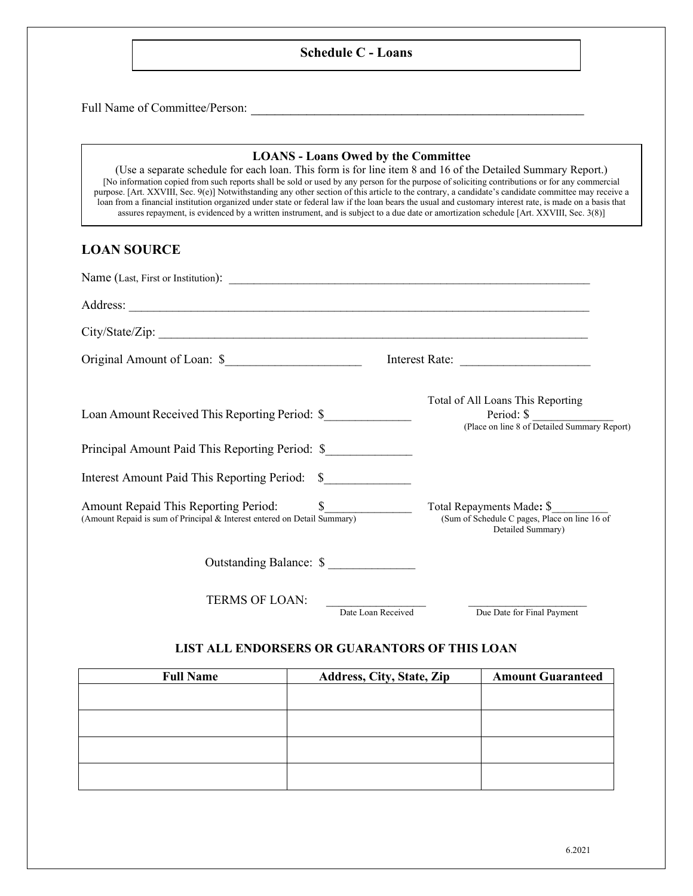# Schedule C - Loans

Full Name of Committee/Person: ____________________________________________________

## LOANS - Loans Owed by the Committee

(Use a separate schedule for each loan. This form is for line item 8 and 16 of the Detailed Summary Report.)

[No information copied from such reports shall be sold or used by any person for the purpose of soliciting contributions or for any commercial purpose. [Art. XXVIII, Sec. 9(e)] Notwithstanding any other section of this article to the contrary, a candidate's candidate committee may receive a loan from a financial institution organized under state or federal law if the loan bears the usual and customary interest rate, is made on a basis that assures repayment, is evidenced by a written instrument, and is subject to a due date or amortization schedule [Art. XXVIII, Sec. 3(8)]

## LOAN SOURCE

Name (Last, First or Institution): ____________________________________________________

Address: ____________________________________________________________________

City/State/Zip: ________________________________________________________________

Original Amount of Loan: $_____________________ Interest Rate: ____________________

Loan Amount Received This Reporting Period: $_____________

Total of All Loans This Reporting Period: $ _____________
(Place on line 8 of Detailed Summary Report)

Principal Amount Paid This Reporting Period: $_____________

Interest Amount Paid This Reporting Period: $_____________

Amount Repaid This Reporting Period: $_____________
(Amount Repaid is sum of Principal & Interest entered on Detail Summary)

Total Repayments Made: $_________
(Sum of Schedule C pages, Place on line 16 of Detailed Summary)

Outstanding Balance: $ _____________

TERMS OF LOAN: ________________ ____________________
Date Loan Received — Due Date for Final Payment

### LIST ALL ENDORSERS OR GUARANTORS OF THIS LOAN

| Full Name | Address, City, State, Zip | Amount Guaranteed |
|---|---|---|
| | | |
| | | |
| | | |
| | | |

6.2021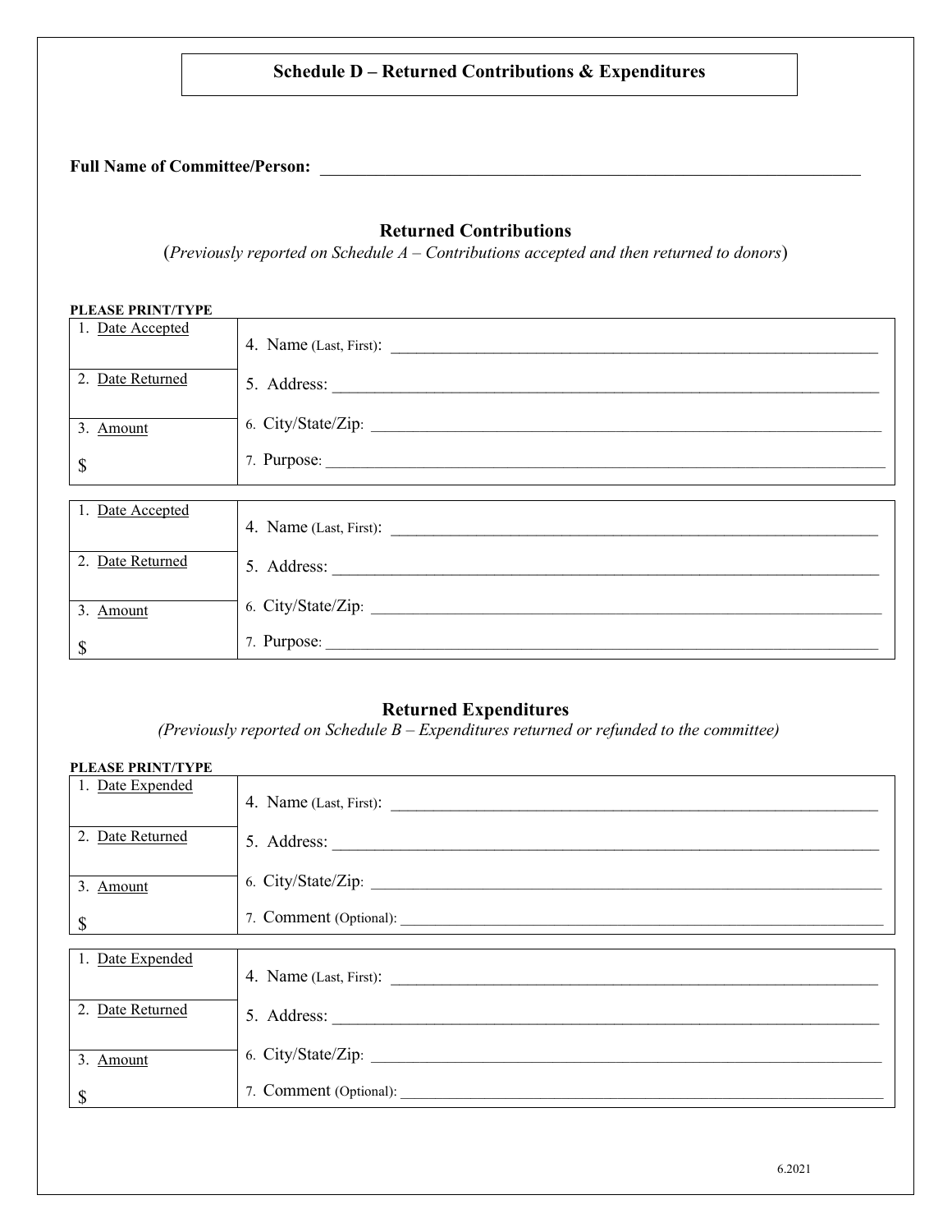# Schedule D – Returned Contributions & Expenditures

**Full Name of Committee/Person:** \_\_\_\_\_\_\_\_\_\_\_\_\_\_\_\_\_\_\_\_\_\_\_\_\_\_\_\_\_\_\_\_\_\_\_\_\_\_\_\_\_\_\_\_\_\_\_\_\_\_\_\_\_\_\_\_\_\_\_\_\_\_\_\_

## Returned Contributions

(*Previously reported on Schedule A – Contributions accepted and then returned to donors*)

**PLEASE PRINT/TYPE**

| | |
|---|---|
| 1. Date Accepted | 4. Name (Last, First): \_\_\_\_\_\_\_\_\_\_\_\_\_\_\_\_\_\_\_\_\_\_\_\_\_\_\_\_\_\_\_\_\_\_\_\_ |
| 2. Date Returned | 5. Address: \_\_\_\_\_\_\_\_\_\_\_\_\_\_\_\_\_\_\_\_\_\_\_\_\_\_\_\_\_\_\_\_\_\_\_\_ |
| 3. Amount | 6. City/State/Zip: \_\_\_\_\_\_\_\_\_\_\_\_\_\_\_\_\_\_\_\_\_\_\_\_\_\_\_\_\_\_\_\_\_\_\_\_ |
| $ | 7. Purpose: \_\_\_\_\_\_\_\_\_\_\_\_\_\_\_\_\_\_\_\_\_\_\_\_\_\_\_\_\_\_\_\_\_\_\_\_ |

| | |
|---|---|
| 1. Date Accepted | 4. Name (Last, First): \_\_\_\_\_\_\_\_\_\_\_\_\_\_\_\_\_\_\_\_\_\_\_\_\_\_\_\_\_\_\_\_\_\_\_\_ |
| 2. Date Returned | 5. Address: \_\_\_\_\_\_\_\_\_\_\_\_\_\_\_\_\_\_\_\_\_\_\_\_\_\_\_\_\_\_\_\_\_\_\_\_ |
| 3. Amount | 6. City/State/Zip: \_\_\_\_\_\_\_\_\_\_\_\_\_\_\_\_\_\_\_\_\_\_\_\_\_\_\_\_\_\_\_\_\_\_\_\_ |
| $ | 7. Purpose: \_\_\_\_\_\_\_\_\_\_\_\_\_\_\_\_\_\_\_\_\_\_\_\_\_\_\_\_\_\_\_\_\_\_\_\_ |

## Returned Expenditures

*(Previously reported on Schedule B – Expenditures returned or refunded to the committee)*

**PLEASE PRINT/TYPE**

| | |
|---|---|
| 1. Date Expended | 4. Name (Last, First): \_\_\_\_\_\_\_\_\_\_\_\_\_\_\_\_\_\_\_\_\_\_\_\_\_\_\_\_\_\_\_\_\_\_\_\_ |
| 2. Date Returned | 5. Address: \_\_\_\_\_\_\_\_\_\_\_\_\_\_\_\_\_\_\_\_\_\_\_\_\_\_\_\_\_\_\_\_\_\_\_\_ |
| 3. Amount | 6. City/State/Zip: \_\_\_\_\_\_\_\_\_\_\_\_\_\_\_\_\_\_\_\_\_\_\_\_\_\_\_\_\_\_\_\_\_\_\_\_ |
| $ | 7. Comment (Optional): \_\_\_\_\_\_\_\_\_\_\_\_\_\_\_\_\_\_\_\_\_\_\_\_\_\_\_\_\_\_\_\_\_\_\_\_ |

| | |
|---|---|
| 1. Date Expended | 4. Name (Last, First): \_\_\_\_\_\_\_\_\_\_\_\_\_\_\_\_\_\_\_\_\_\_\_\_\_\_\_\_\_\_\_\_\_\_\_\_ |
| 2. Date Returned | 5. Address: \_\_\_\_\_\_\_\_\_\_\_\_\_\_\_\_\_\_\_\_\_\_\_\_\_\_\_\_\_\_\_\_\_\_\_\_ |
| 3. Amount | 6. City/State/Zip: \_\_\_\_\_\_\_\_\_\_\_\_\_\_\_\_\_\_\_\_\_\_\_\_\_\_\_\_\_\_\_\_\_\_\_\_ |
| $ | 7. Comment (Optional): \_\_\_\_\_\_\_\_\_\_\_\_\_\_\_\_\_\_\_\_\_\_\_\_\_\_\_\_\_\_\_\_\_\_\_\_ |

6.2021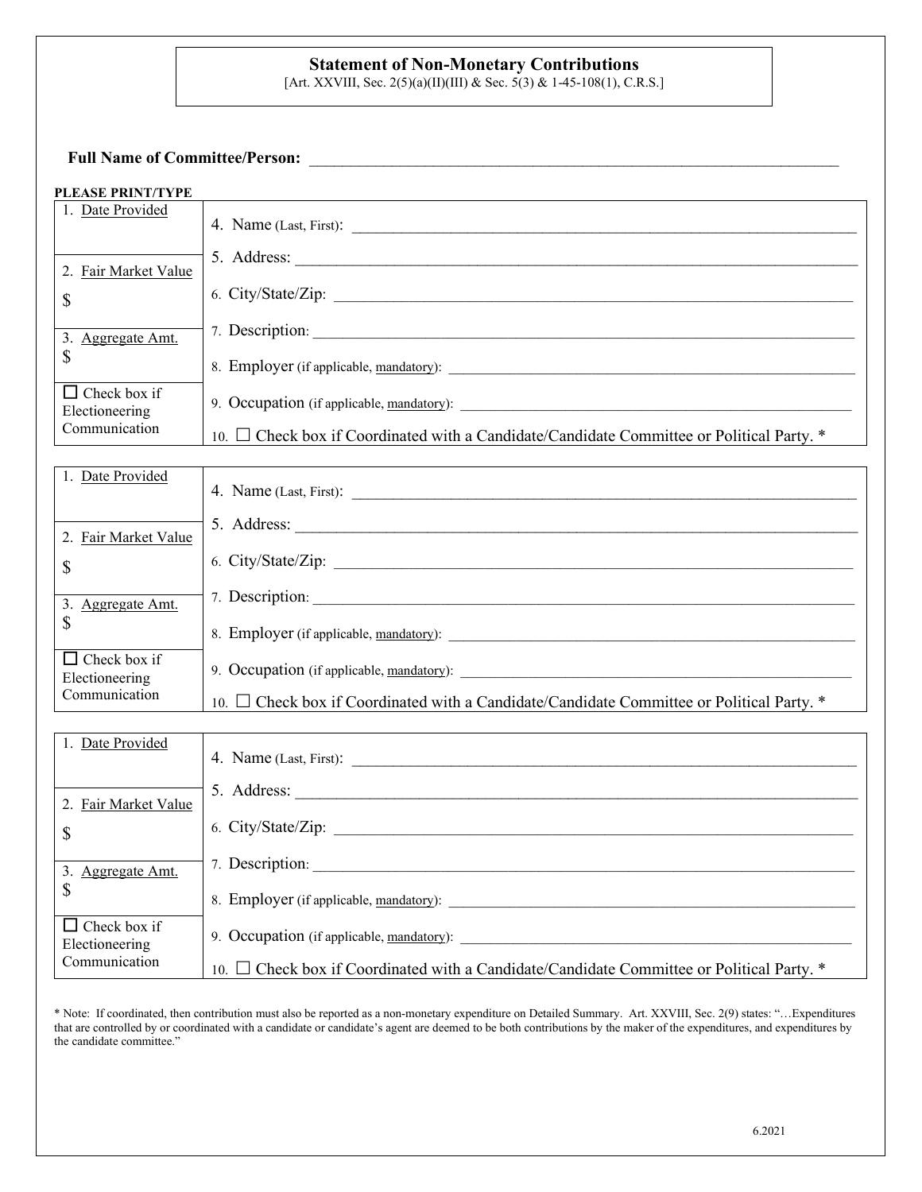# Statement of Non-Monetary Contributions

[Art. XXVIII, Sec. 2(5)(a)(II)(III) & Sec. 5(3) & 1-45-108(1), C.R.S.]

**Full Name of Committee/Person:** ___________________________________________________________________

**PLEASE PRINT/TYPE**

| | |
|---|---|
| 1. Date Provided | 4. Name (Last, First): ___________________________________________________________ |
| 2. Fair Market Value<br>$ | 5. Address: ___________________________________________________________<br>6. City/State/Zip: ___________________________________________________________ |
| 3. Aggregate Amt.<br>$ | 7. Description: ___________________________________________________________<br>8. Employer (if applicable, mandatory): _______________________________________________ |
| ☐ Check box if Electioneering Communication | 9. Occupation (if applicable, mandatory): _______________________________________________<br>10. ☐ Check box if Coordinated with a Candidate/Candidate Committee or Political Party. * |

| | |
|---|---|
| 1. Date Provided | 4. Name (Last, First): ___________________________________________________________ |
| 2. Fair Market Value<br>$ | 5. Address: ___________________________________________________________<br>6. City/State/Zip: ___________________________________________________________ |
| 3. Aggregate Amt.<br>$ | 7. Description: ___________________________________________________________<br>8. Employer (if applicable, mandatory): _______________________________________________ |
| ☐ Check box if Electioneering Communication | 9. Occupation (if applicable, mandatory): _______________________________________________<br>10. ☐ Check box if Coordinated with a Candidate/Candidate Committee or Political Party. * |

| | |
|---|---|
| 1. Date Provided | 4. Name (Last, First): ___________________________________________________________ |
| 2. Fair Market Value<br>$ | 5. Address: ___________________________________________________________<br>6. City/State/Zip: ___________________________________________________________ |
| 3. Aggregate Amt.<br>$ | 7. Description: ___________________________________________________________<br>8. Employer (if applicable, mandatory): _______________________________________________ |
| ☐ Check box if Electioneering Communication | 9. Occupation (if applicable, mandatory): _______________________________________________<br>10. ☐ Check box if Coordinated with a Candidate/Candidate Committee or Political Party. * |

* Note: If coordinated, then contribution must also be reported as a non-monetary expenditure on Detailed Summary. Art. XXVIII, Sec. 2(9) states: "…Expenditures that are controlled by or coordinated with a candidate or candidate's agent are deemed to be both contributions by the maker of the expenditures, and expenditures by the candidate committee."

6.2021